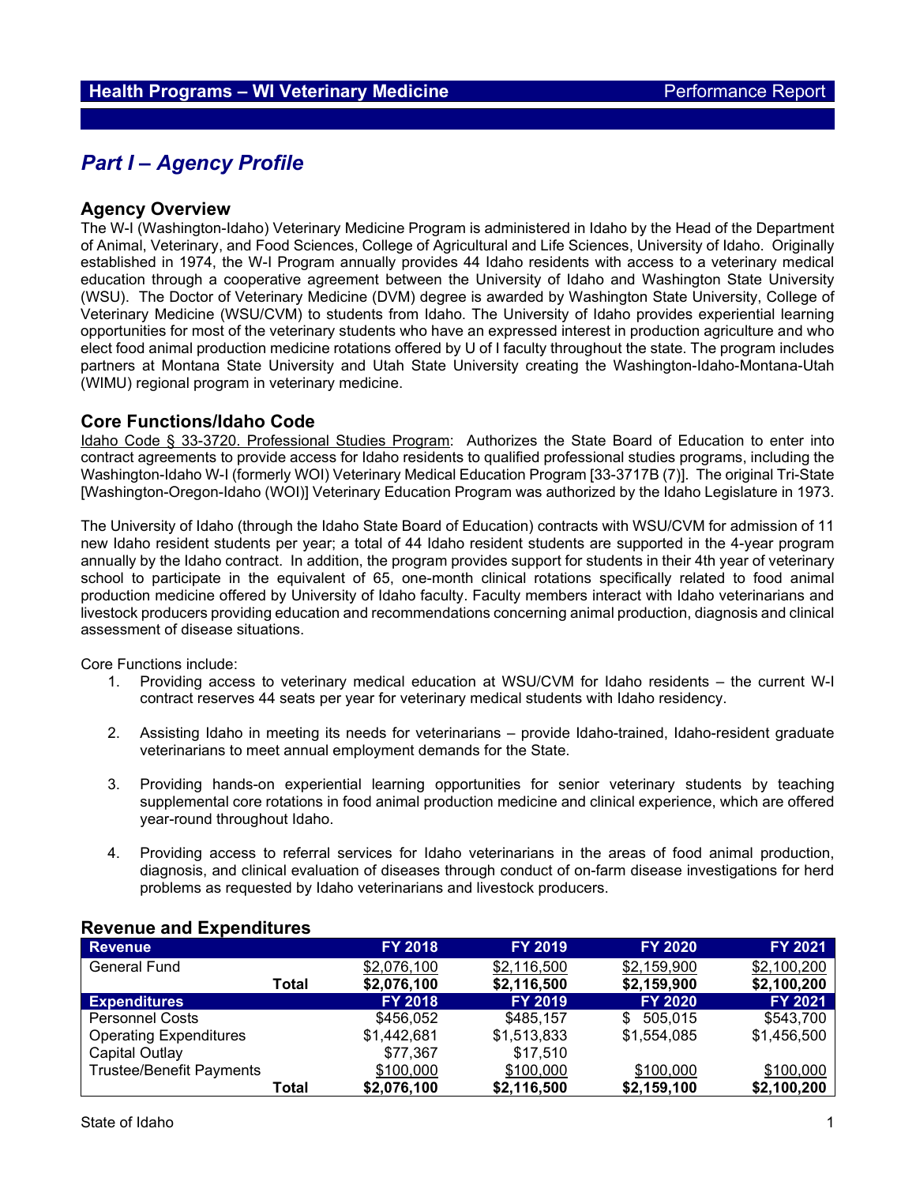# Health Programs – WI Veterinary Medicine

Performance Report

## *Part I – Agency Profile*

### Agency Overview

The W-I (Washington-Idaho) Veterinary Medicine Program is administered in Idaho by the Head of the Department of Animal, Veterinary, and Food Sciences, College of Agricultural and Life Sciences, University of Idaho. Originally established in 1974, the W-I Program annually provides 44 Idaho residents with access to a veterinary medical education through a cooperative agreement between the University of Idaho and Washington State University (WSU). The Doctor of Veterinary Medicine (DVM) degree is awarded by Washington State University, College of Veterinary Medicine (WSU/CVM) to students from Idaho. The University of Idaho provides experiential learning opportunities for most of the veterinary students who have an expressed interest in production agriculture and who elect food animal production medicine rotations offered by U of I faculty throughout the state. The program includes partners at Montana State University and Utah State University creating the Washington-Idaho-Montana-Utah (WIMU) regional program in veterinary medicine.

### Core Functions/Idaho Code

Idaho Code § 33-3720. Professional Studies Program: Authorizes the State Board of Education to enter into contract agreements to provide access for Idaho residents to qualified professional studies programs, including the Washington-Idaho W-I (formerly WOI) Veterinary Medical Education Program [33-3717B (7)]. The original Tri-State [Washington-Oregon-Idaho (WOI)] Veterinary Education Program was authorized by the Idaho Legislature in 1973.

The University of Idaho (through the Idaho State Board of Education) contracts with WSU/CVM for admission of 11 new Idaho resident students per year; a total of 44 Idaho resident students are supported in the 4-year program annually by the Idaho contract. In addition, the program provides support for students in their 4th year of veterinary school to participate in the equivalent of 65, one-month clinical rotations specifically related to food animal production medicine offered by University of Idaho faculty. Faculty members interact with Idaho veterinarians and livestock producers providing education and recommendations concerning animal production, diagnosis and clinical assessment of disease situations.

Core Functions include:

1. Providing access to veterinary medical education at WSU/CVM for Idaho residents – the current W-I contract reserves 44 seats per year for veterinary medical students with Idaho residency.
2. Assisting Idaho in meeting its needs for veterinarians – provide Idaho-trained, Idaho-resident graduate veterinarians to meet annual employment demands for the State.
3. Providing hands-on experiential learning opportunities for senior veterinary students by teaching supplemental core rotations in food animal production medicine and clinical experience, which are offered year-round throughout Idaho.
4. Providing access to referral services for Idaho veterinarians in the areas of food animal production, diagnosis, and clinical evaluation of diseases through conduct of on-farm disease investigations for herd problems as requested by Idaho veterinarians and livestock producers.

### Revenue and Expenditures

| Revenue | FY 2018 | FY 2019 | FY 2020 | FY 2021 |
|---|---|---|---|---|
| General Fund | $2,076,100 | $2,116,500 | $2,159,900 | $2,100,200 |
| **Total** | **$2,076,100** | **$2,116,500** | **$2,159,900** | **$2,100,200** |
| **Expenditures** | **FY 2018** | **FY 2019** | **FY 2020** | **FY 2021** |
| Personnel Costs | $456,052 | $485,157 | $ 505,015 | $543,700 |
| Operating Expenditures | $1,442,681 | $1,513,833 | $1,554,085 | $1,456,500 |
| Capital Outlay | $77,367 | $17,510 | | |
| Trustee/Benefit Payments | $100,000 | $100,000 | $100,000 | $100,000 |
| **Total** | **$2,076,100** | **$2,116,500** | **$2,159,100** | **$2,100,200** |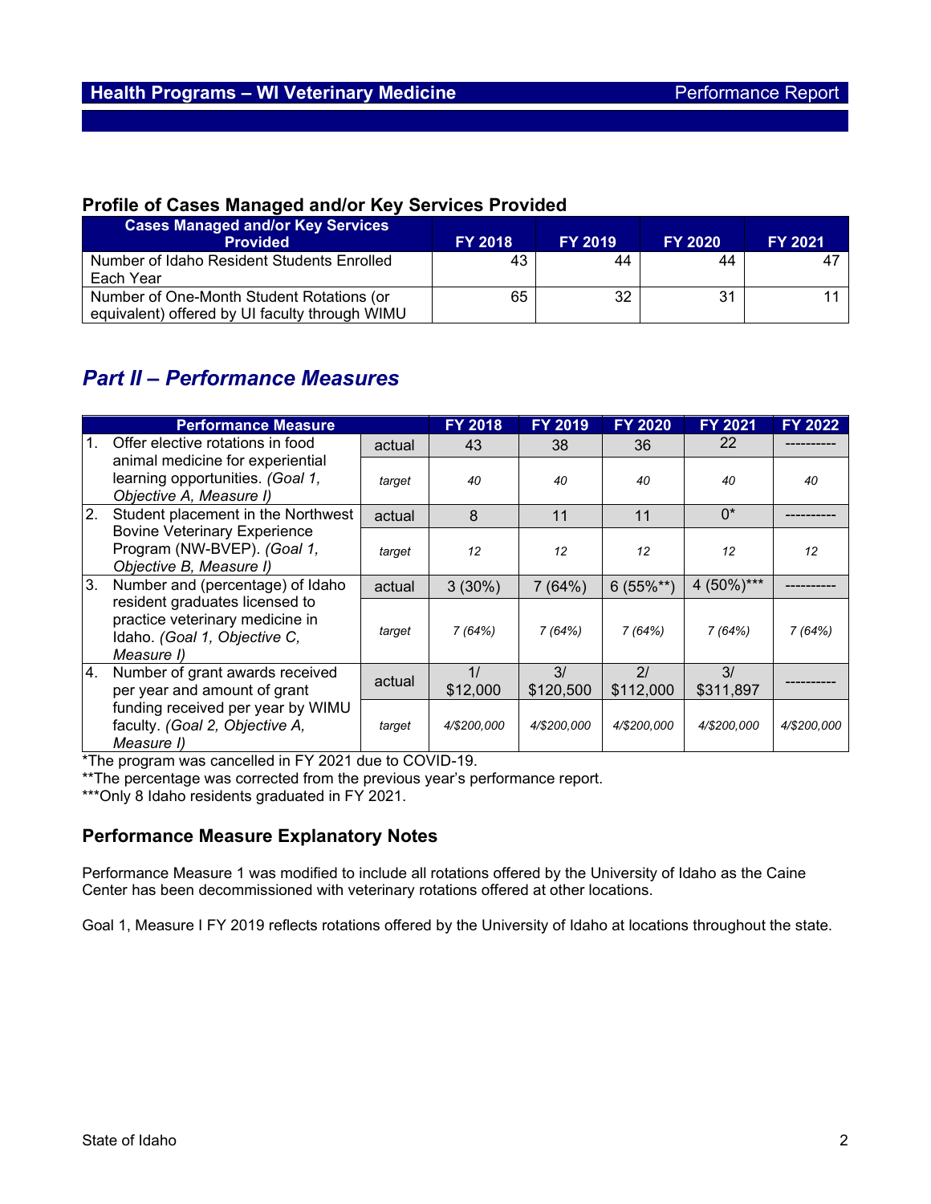## Health Programs – WI Veterinary Medicine

Performance Report

### Profile of Cases Managed and/or Key Services Provided

| Cases Managed and/or Key Services Provided | FY 2018 | FY 2019 | FY 2020 | FY 2021 |
|---|---|---|---|---|
| Number of Idaho Resident Students Enrolled Each Year | 43 | 44 | 44 | 47 |
| Number of One-Month Student Rotations (or equivalent) offered by UI faculty through WIMU | 65 | 32 | 31 | 11 |

## *Part II – Performance Measures*

| Performance Measure | | FY 2018 | FY 2019 | FY 2020 | FY 2021 | FY 2022 |
|---|---|---|---|---|---|---|
| 1. Offer elective rotations in food animal medicine for experiential learning opportunities. *(Goal 1, Objective A, Measure I)* | actual | 43 | 38 | 36 | 22 | ---------- |
| | *target* | *40* | *40* | *40* | *40* | *40* |
| 2. Student placement in the Northwest Bovine Veterinary Experience Program (NW-BVEP). *(Goal 1, Objective B, Measure I)* | actual | 8 | 11 | 11 | 0* | ---------- |
| | *target* | *12* | *12* | *12* | *12* | *12* |
| 3. Number and (percentage) of Idaho resident graduates licensed to practice veterinary medicine in Idaho. *(Goal 1, Objective C, Measure I)* | actual | 3 (30%) | 7 (64%) | 6 (55%**) | 4 (50%)*** | ---------- |
| | *target* | *7 (64%)* | *7 (64%)* | *7 (64%)* | *7 (64%)* | *7 (64%)* |
| 4. Number of grant awards received per year and amount of grant funding received per year by WIMU faculty. *(Goal 2, Objective A, Measure I)* | actual | 1/ $12,000 | 3/ $120,500 | 2/ $112,000 | 3/ $311,897 | ---------- |
| | *target* | *4/$200,000* | *4/$200,000* | *4/$200,000* | *4/$200,000* | *4/$200,000* |

*The program was cancelled in FY 2021 due to COVID-19.

**The percentage was corrected from the previous year's performance report.

***Only 8 Idaho residents graduated in FY 2021.

### Performance Measure Explanatory Notes

Performance Measure 1 was modified to include all rotations offered by the University of Idaho as the Caine Center has been decommissioned with veterinary rotations offered at other locations.

Goal 1, Measure I FY 2019 reflects rotations offered by the University of Idaho at locations throughout the state.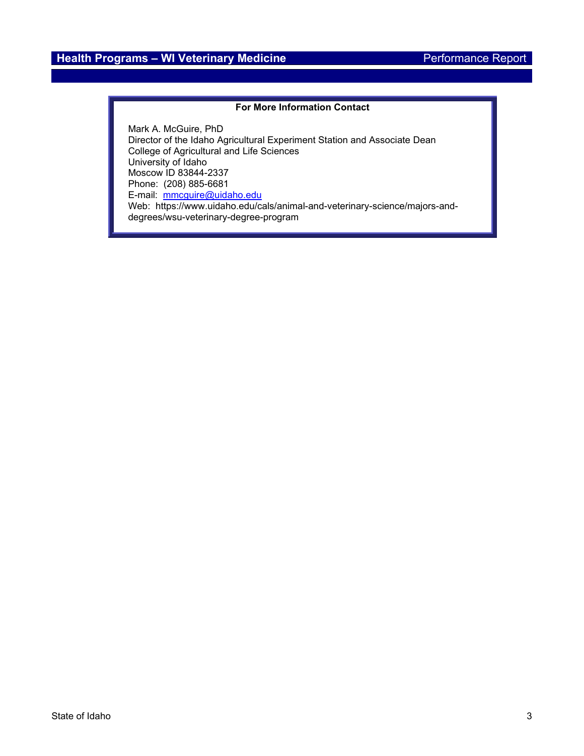**For More Information Contact**

Mark A. McGuire, PhD
Director of the Idaho Agricultural Experiment Station and Associate Dean
College of Agricultural and Life Sciences
University of Idaho
Moscow ID 83844-2337
Phone: (208) 885-6681
E-mail: mmcguire@uidaho.edu
Web: https://www.uidaho.edu/cals/animal-and-veterinary-science/majors-and-degrees/wsu-veterinary-degree-program